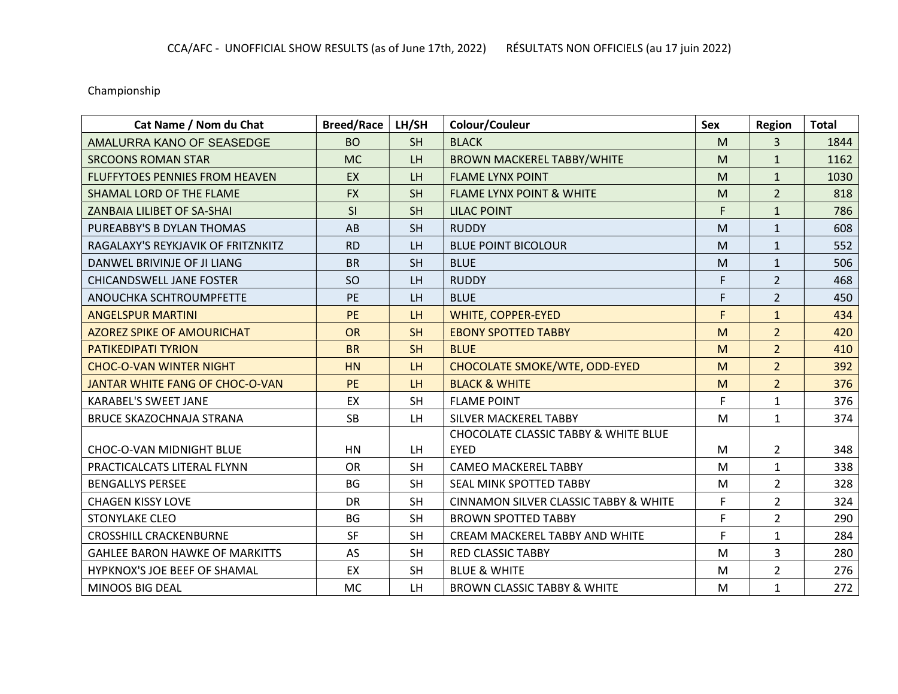CCA/AFC - UNOFFICIAL SHOW RESULTS (as of June 17th, 2022)    RÉSULTATS NON OFFICIELS (au 17 juin 2022)

Championship

| Cat Name / Nom du Chat | Breed/Race | LH/SH | Colour/Couleur | Sex | Region | Total |
|---|---|---|---|---|---|---|
| AMALURRA KANO OF SEASEDGE | BO | SH | BLACK | M | 3 | 1844 |
| SRCOONS ROMAN STAR | MC | LH | BROWN MACKEREL TABBY/WHITE | M | 1 | 1162 |
| FLUFFYTOES PENNIES FROM HEAVEN | EX | LH | FLAME LYNX POINT | M | 1 | 1030 |
| SHAMAL LORD OF THE FLAME | FX | SH | FLAME LYNX POINT & WHITE | M | 2 | 818 |
| ZANBAIA LILIBET OF SA-SHAI | SI | SH | LILAC POINT | F | 1 | 786 |
| PUREABBY'S B DYLAN THOMAS | AB | SH | RUDDY | M | 1 | 608 |
| RAGALAXY'S REYKJAVIK OF FRITZNKITZ | RD | LH | BLUE POINT BICOLOUR | M | 1 | 552 |
| DANWEL BRIVINJE OF JI LIANG | BR | SH | BLUE | M | 1 | 506 |
| CHICANDSWELL JANE FOSTER | SO | LH | RUDDY | F | 2 | 468 |
| ANOUCHKA SCHTROUMPFETTE | PE | LH | BLUE | F | 2 | 450 |
| ANGELSPUR MARTINI | PE | LH | WHITE, COPPER-EYED | F | 1 | 434 |
| AZOREZ SPIKE OF AMOURICHAT | OR | SH | EBONY SPOTTED TABBY | M | 2 | 420 |
| PATIKEDIPATI TYRION | BR | SH | BLUE | M | 2 | 410 |
| CHOC-O-VAN WINTER NIGHT | HN | LH | CHOCOLATE SMOKE/WTE, ODD-EYED | M | 2 | 392 |
| JANTAR WHITE FANG OF CHOC-O-VAN | PE | LH | BLACK & WHITE | M | 2 | 376 |
| KARABEL'S SWEET JANE | EX | SH | FLAME POINT | F | 1 | 376 |
| BRUCE SKAZOCHNAJA STRANA | SB | LH | SILVER MACKEREL TABBY | M | 1 | 374 |
| CHOC-O-VAN MIDNIGHT BLUE | HN | LH | CHOCOLATE CLASSIC TABBY & WHITE BLUE EYED | M | 2 | 348 |
| PRACTICALCATS LITERAL FLYNN | OR | SH | CAMEO MACKEREL TABBY | M | 1 | 338 |
| BENGALLYS PERSEE | BG | SH | SEAL MINK SPOTTED TABBY | M | 2 | 328 |
| CHAGEN KISSY LOVE | DR | SH | CINNAMON SILVER CLASSIC TABBY & WHITE | F | 2 | 324 |
| STONYLAKE CLEO | BG | SH | BROWN SPOTTED TABBY | F | 2 | 290 |
| CROSSHILL CRACKENBURNE | SF | SH | CREAM MACKEREL TABBY AND WHITE | F | 1 | 284 |
| GAHLEE BARON HAWKE OF MARKITTS | AS | SH | RED CLASSIC TABBY | M | 3 | 280 |
| HYPKNOX'S JOE BEEF OF SHAMAL | EX | SH | BLUE & WHITE | M | 2 | 276 |
| MINOOS BIG DEAL | MC | LH | BROWN CLASSIC TABBY & WHITE | M | 1 | 272 |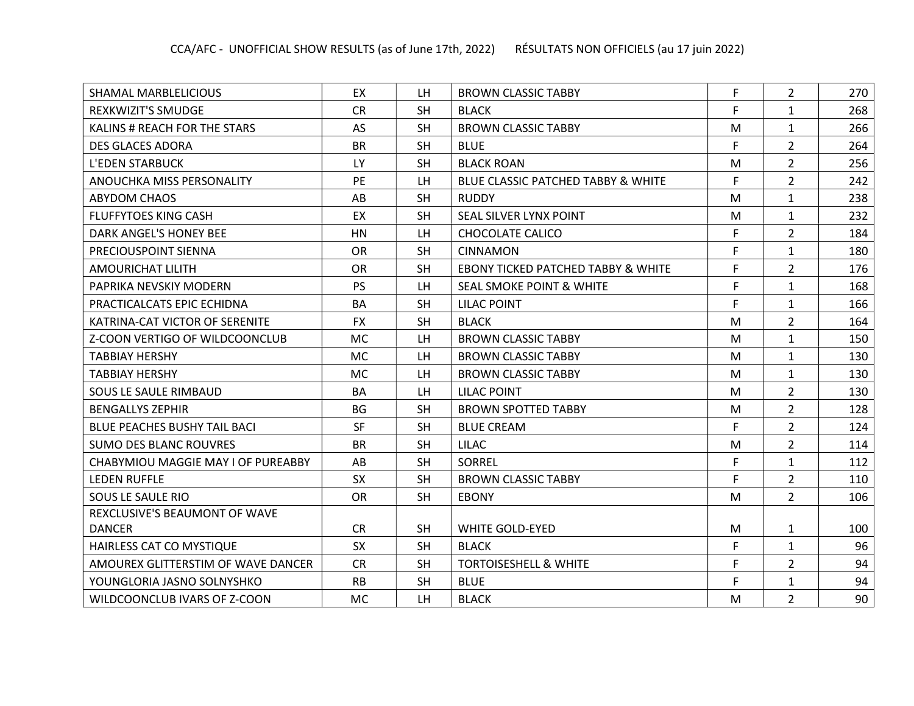CCA/AFC - UNOFFICIAL SHOW RESULTS (as of June 17th, 2022) RÉSULTATS NON OFFICIELS (au 17 juin 2022)

| | | | | | | |
|---|---|---|---|---|---|---|
| SHAMAL MARBLELICIOUS | EX | LH | BROWN CLASSIC TABBY | F | 2 | 270 |
| REXKWIZIT'S SMUDGE | CR | SH | BLACK | F | 1 | 268 |
| KALINS # REACH FOR THE STARS | AS | SH | BROWN CLASSIC TABBY | M | 1 | 266 |
| DES GLACES ADORA | BR | SH | BLUE | F | 2 | 264 |
| L'EDEN STARBUCK | LY | SH | BLACK ROAN | M | 2 | 256 |
| ANOUCHKA MISS PERSONALITY | PE | LH | BLUE CLASSIC PATCHED TABBY & WHITE | F | 2 | 242 |
| ABYDOM CHAOS | AB | SH | RUDDY | M | 1 | 238 |
| FLUFFYTOES KING CASH | EX | SH | SEAL SILVER LYNX POINT | M | 1 | 232 |
| DARK ANGEL'S HONEY BEE | HN | LH | CHOCOLATE CALICO | F | 2 | 184 |
| PRECIOUSPOINT SIENNA | OR | SH | CINNAMON | F | 1 | 180 |
| AMOURICHAT LILITH | OR | SH | EBONY TICKED PATCHED TABBY & WHITE | F | 2 | 176 |
| PAPRIKA NEVSKIY MODERN | PS | LH | SEAL SMOKE POINT & WHITE | F | 1 | 168 |
| PRACTICALCATS EPIC ECHIDNA | BA | SH | LILAC POINT | F | 1 | 166 |
| KATRINA-CAT VICTOR OF SERENITE | FX | SH | BLACK | M | 2 | 164 |
| Z-COON VERTIGO OF WILDCOONCLUB | MC | LH | BROWN CLASSIC TABBY | M | 1 | 150 |
| TABBIAY HERSHY | MC | LH | BROWN CLASSIC TABBY | M | 1 | 130 |
| TABBIAY HERSHY | MC | LH | BROWN CLASSIC TABBY | M | 1 | 130 |
| SOUS LE SAULE RIMBAUD | BA | LH | LILAC POINT | M | 2 | 130 |
| BENGALLYS ZEPHIR | BG | SH | BROWN SPOTTED TABBY | M | 2 | 128 |
| BLUE PEACHES BUSHY TAIL BACI | SF | SH | BLUE CREAM | F | 2 | 124 |
| SUMO DES BLANC ROUVRES | BR | SH | LILAC | M | 2 | 114 |
| CHABYMIOU MAGGIE MAY I OF PUREABBY | AB | SH | SORREL | F | 1 | 112 |
| LEDEN RUFFLE | SX | SH | BROWN CLASSIC TABBY | F | 2 | 110 |
| SOUS LE SAULE RIO | OR | SH | EBONY | M | 2 | 106 |
| REXCLUSIVE'S BEAUMONT OF WAVE DANCER | CR | SH | WHITE GOLD-EYED | M | 1 | 100 |
| HAIRLESS CAT CO MYSTIQUE | SX | SH | BLACK | F | 1 | 96 |
| AMOUREX GLITTERSTIM OF WAVE DANCER | CR | SH | TORTOISESHELL & WHITE | F | 2 | 94 |
| YOUNGLORIA JASNO SOLNYSHKO | RB | SH | BLUE | F | 1 | 94 |
| WILDCOONCLUB IVARS OF Z-COON | MC | LH | BLACK | M | 2 | 90 |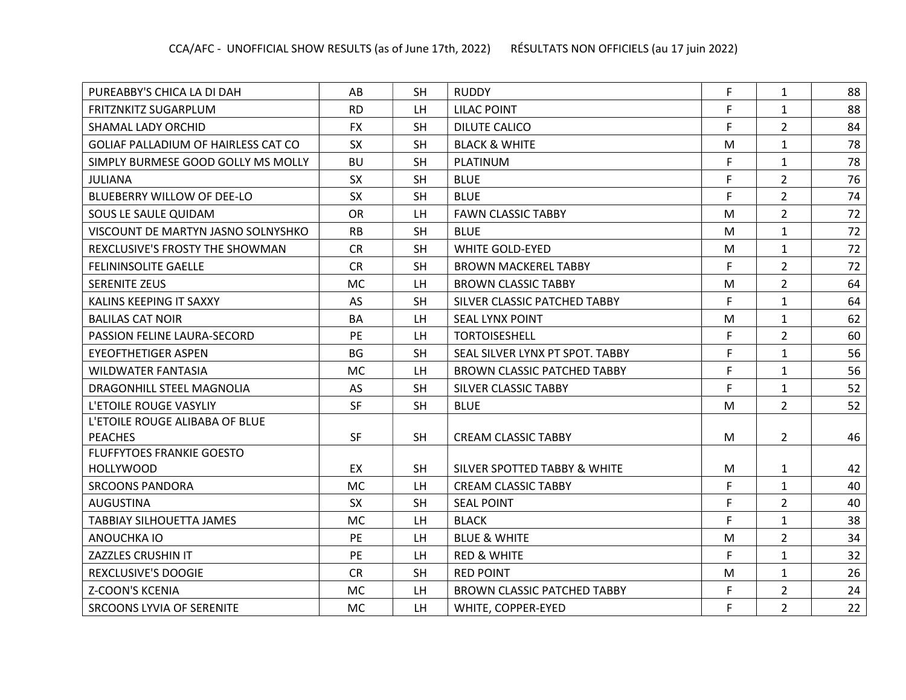| | | | | | | |
|---|---|---|---|---|---|---|
| PUREABBY'S CHICA LA DI DAH | AB | SH | RUDDY | F | 1 | 88 |
| FRITZNKITZ SUGARPLUM | RD | LH | LILAC POINT | F | 1 | 88 |
| SHAMAL LADY ORCHID | FX | SH | DILUTE CALICO | F | 2 | 84 |
| GOLIAF PALLADIUM OF HAIRLESS CAT CO | SX | SH | BLACK & WHITE | M | 1 | 78 |
| SIMPLY BURMESE GOOD GOLLY MS MOLLY | BU | SH | PLATINUM | F | 1 | 78 |
| JULIANA | SX | SH | BLUE | F | 2 | 76 |
| BLUEBERRY WILLOW OF DEE-LO | SX | SH | BLUE | F | 2 | 74 |
| SOUS LE SAULE QUIDAM | OR | LH | FAWN CLASSIC TABBY | M | 2 | 72 |
| VISCOUNT DE MARTYN JASNO SOLNYSHKO | RB | SH | BLUE | M | 1 | 72 |
| REXCLUSIVE'S FROSTY THE SHOWMAN | CR | SH | WHITE GOLD-EYED | M | 1 | 72 |
| FELININSOLITE GAELLE | CR | SH | BROWN MACKEREL TABBY | F | 2 | 72 |
| SERENITE ZEUS | MC | LH | BROWN CLASSIC TABBY | M | 2 | 64 |
| KALINS KEEPING IT SAXXY | AS | SH | SILVER CLASSIC PATCHED TABBY | F | 1 | 64 |
| BALILAS CAT NOIR | BA | LH | SEAL LYNX POINT | M | 1 | 62 |
| PASSION FELINE LAURA-SECORD | PE | LH | TORTOISESHELL | F | 2 | 60 |
| EYEOFTHETIGER ASPEN | BG | SH | SEAL SILVER LYNX PT SPOT. TABBY | F | 1 | 56 |
| WILDWATER FANTASIA | MC | LH | BROWN CLASSIC PATCHED TABBY | F | 1 | 56 |
| DRAGONHILL STEEL MAGNOLIA | AS | SH | SILVER CLASSIC TABBY | F | 1 | 52 |
| L'ETOILE ROUGE VASYLIY | SF | SH | BLUE | M | 2 | 52 |
| L'ETOILE ROUGE ALIBABA OF BLUE PEACHES | SF | SH | CREAM CLASSIC TABBY | M | 2 | 46 |
| FLUFFYTOES FRANKIE GOESTO HOLLYWOOD | EX | SH | SILVER SPOTTED TABBY & WHITE | M | 1 | 42 |
| SRCOONS PANDORA | MC | LH | CREAM CLASSIC TABBY | F | 1 | 40 |
| AUGUSTINA | SX | SH | SEAL POINT | F | 2 | 40 |
| TABBIAY SILHOUETTA JAMES | MC | LH | BLACK | F | 1 | 38 |
| ANOUCHKA IO | PE | LH | BLUE & WHITE | M | 2 | 34 |
| ZAZZLES CRUSHIN IT | PE | LH | RED & WHITE | F | 1 | 32 |
| REXCLUSIVE'S DOOGIE | CR | SH | RED POINT | M | 1 | 26 |
| Z-COON'S KCENIA | MC | LH | BROWN CLASSIC PATCHED TABBY | F | 2 | 24 |
| SRCOONS LYVIA OF SERENITE | MC | LH | WHITE, COPPER-EYED | F | 2 | 22 |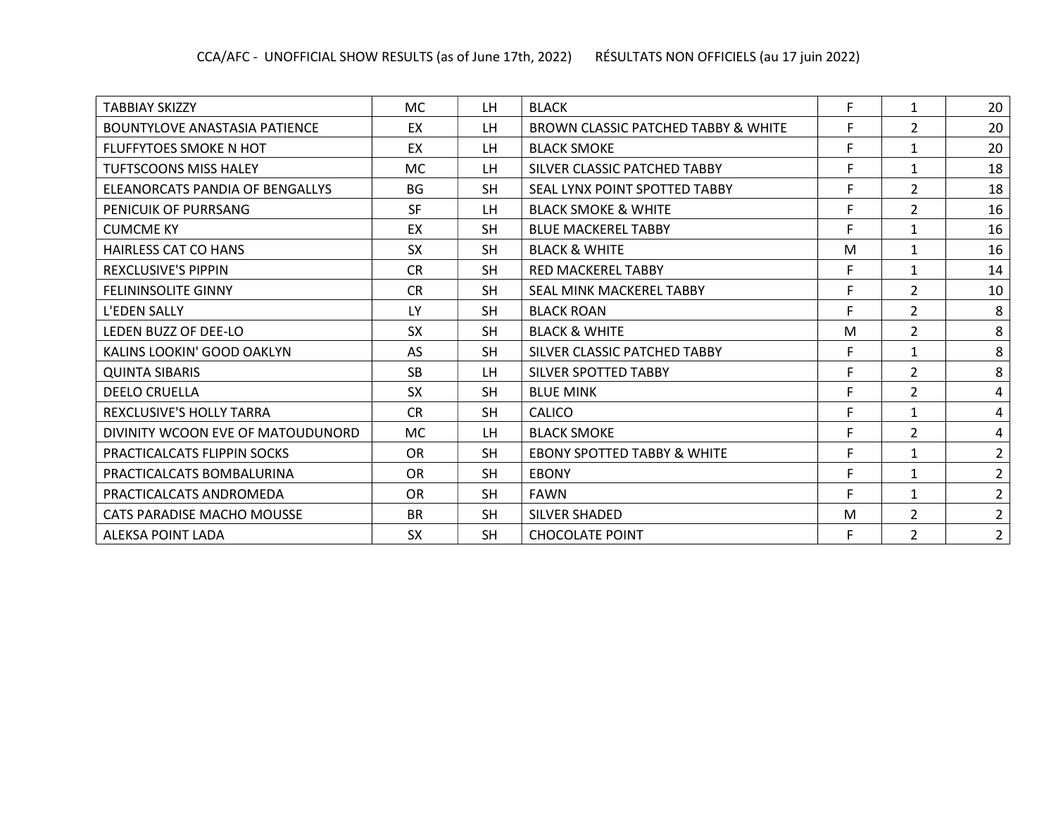| | | | | | | |
|---|---|---|---|---|---|---|
| TABBIAY SKIZZY | MC | LH | BLACK | F | 1 | 20 |
| BOUNTYLOVE ANASTASIA PATIENCE | EX | LH | BROWN CLASSIC PATCHED TABBY & WHITE | F | 2 | 20 |
| FLUFFYTOES SMOKE N HOT | EX | LH | BLACK SMOKE | F | 1 | 20 |
| TUFTSCOONS MISS HALEY | MC | LH | SILVER CLASSIC PATCHED TABBY | F | 1 | 18 |
| ELEANORCATS PANDIA OF BENGALLYS | BG | SH | SEAL LYNX POINT SPOTTED TABBY | F | 2 | 18 |
| PENICUIK OF PURRSANG | SF | LH | BLACK SMOKE & WHITE | F | 2 | 16 |
| CUMCME KY | EX | SH | BLUE MACKEREL TABBY | F | 1 | 16 |
| HAIRLESS CAT CO HANS | SX | SH | BLACK & WHITE | M | 1 | 16 |
| REXCLUSIVE'S PIPPIN | CR | SH | RED MACKEREL TABBY | F | 1 | 14 |
| FELININSOLITE GINNY | CR | SH | SEAL MINK MACKEREL TABBY | F | 2 | 10 |
| L'EDEN SALLY | LY | SH | BLACK ROAN | F | 2 | 8 |
| LEDEN BUZZ OF DEE-LO | SX | SH | BLACK & WHITE | M | 2 | 8 |
| KALINS LOOKIN' GOOD OAKLYN | AS | SH | SILVER CLASSIC PATCHED TABBY | F | 1 | 8 |
| QUINTA SIBARIS | SB | LH | SILVER SPOTTED TABBY | F | 2 | 8 |
| DEELO CRUELLA | SX | SH | BLUE MINK | F | 2 | 4 |
| REXCLUSIVE'S HOLLY TARRA | CR | SH | CALICO | F | 1 | 4 |
| DIVINITY WCOON EVE OF MATOUDUNORD | MC | LH | BLACK SMOKE | F | 2 | 4 |
| PRACTICALCATS FLIPPIN SOCKS | OR | SH | EBONY SPOTTED TABBY & WHITE | F | 1 | 2 |
| PRACTICALCATS BOMBALURINA | OR | SH | EBONY | F | 1 | 2 |
| PRACTICALCATS ANDROMEDA | OR | SH | FAWN | F | 1 | 2 |
| CATS PARADISE MACHO MOUSSE | BR | SH | SILVER SHADED | M | 2 | 2 |
| ALEKSA POINT LADA | SX | SH | CHOCOLATE POINT | F | 2 | 2 |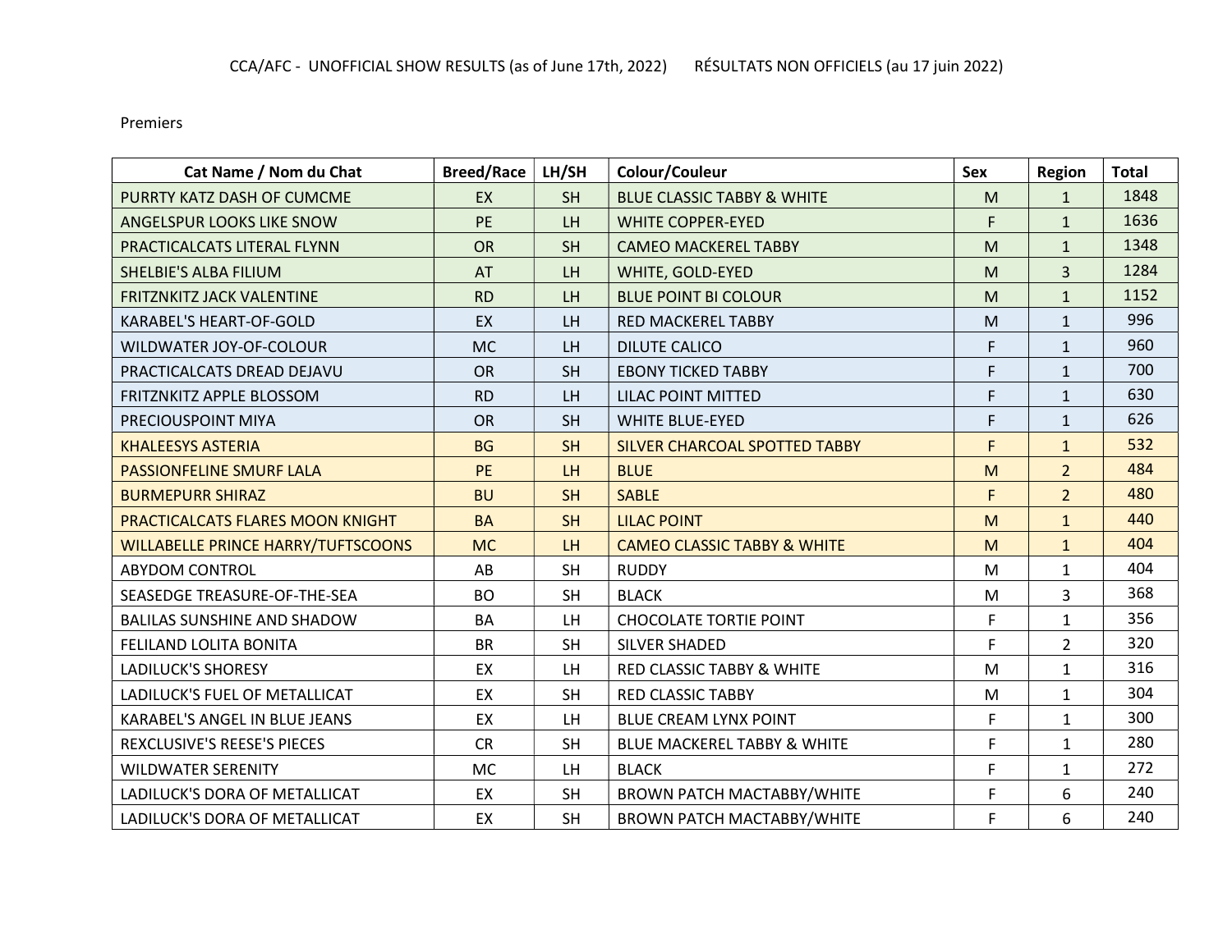CCA/AFC - UNOFFICIAL SHOW RESULTS (as of June 17th, 2022)  RÉSULTATS NON OFFICIELS (au 17 juin 2022)

Premiers

| Cat Name / Nom du Chat | Breed/Race | LH/SH | Colour/Couleur | Sex | Region | Total |
|---|---|---|---|---|---|---|
| PURRTY KATZ DASH OF CUMCME | EX | SH | BLUE CLASSIC TABBY & WHITE | M | 1 | 1848 |
| ANGELSPUR LOOKS LIKE SNOW | PE | LH | WHITE COPPER-EYED | F | 1 | 1636 |
| PRACTICALCATS LITERAL FLYNN | OR | SH | CAMEO MACKEREL TABBY | M | 1 | 1348 |
| SHELBIE'S ALBA FILIUM | AT | LH | WHITE, GOLD-EYED | M | 3 | 1284 |
| FRITZNKITZ JACK VALENTINE | RD | LH | BLUE POINT BI COLOUR | M | 1 | 1152 |
| KARABEL'S HEART-OF-GOLD | EX | LH | RED MACKEREL TABBY | M | 1 | 996 |
| WILDWATER JOY-OF-COLOUR | MC | LH | DILUTE CALICO | F | 1 | 960 |
| PRACTICALCATS DREAD DEJAVU | OR | SH | EBONY TICKED TABBY | F | 1 | 700 |
| FRITZNKITZ APPLE BLOSSOM | RD | LH | LILAC POINT MITTED | F | 1 | 630 |
| PRECIOUSPOINT MIYA | OR | SH | WHITE BLUE-EYED | F | 1 | 626 |
| KHALEESYS ASTERIA | BG | SH | SILVER CHARCOAL SPOTTED TABBY | F | 1 | 532 |
| PASSIONFELINE SMURF LALA | PE | LH | BLUE | M | 2 | 484 |
| BURMEPURR SHIRAZ | BU | SH | SABLE | F | 2 | 480 |
| PRACTICALCATS FLARES MOON KNIGHT | BA | SH | LILAC POINT | M | 1 | 440 |
| WILLABELLE PRINCE HARRY/TUFTSCOONS | MC | LH | CAMEO CLASSIC TABBY & WHITE | M | 1 | 404 |
| ABYDOM CONTROL | AB | SH | RUDDY | M | 1 | 404 |
| SEASEDGE TREASURE-OF-THE-SEA | BO | SH | BLACK | M | 3 | 368 |
| BALILAS SUNSHINE AND SHADOW | BA | LH | CHOCOLATE TORTIE POINT | F | 1 | 356 |
| FELILAND LOLITA BONITA | BR | SH | SILVER SHADED | F | 2 | 320 |
| LADILUCK'S SHORESY | EX | LH | RED CLASSIC TABBY & WHITE | M | 1 | 316 |
| LADILUCK'S FUEL OF METALLICAT | EX | SH | RED CLASSIC TABBY | M | 1 | 304 |
| KARABEL'S ANGEL IN BLUE JEANS | EX | LH | BLUE CREAM LYNX POINT | F | 1 | 300 |
| REXCLUSIVE'S REESE'S PIECES | CR | SH | BLUE MACKEREL TABBY & WHITE | F | 1 | 280 |
| WILDWATER SERENITY | MC | LH | BLACK | F | 1 | 272 |
| LADILUCK'S DORA OF METALLICAT | EX | SH | BROWN PATCH MACTABBY/WHITE | F | 6 | 240 |
| LADILUCK'S DORA OF METALLICAT | EX | SH | BROWN PATCH MACTABBY/WHITE | F | 6 | 240 |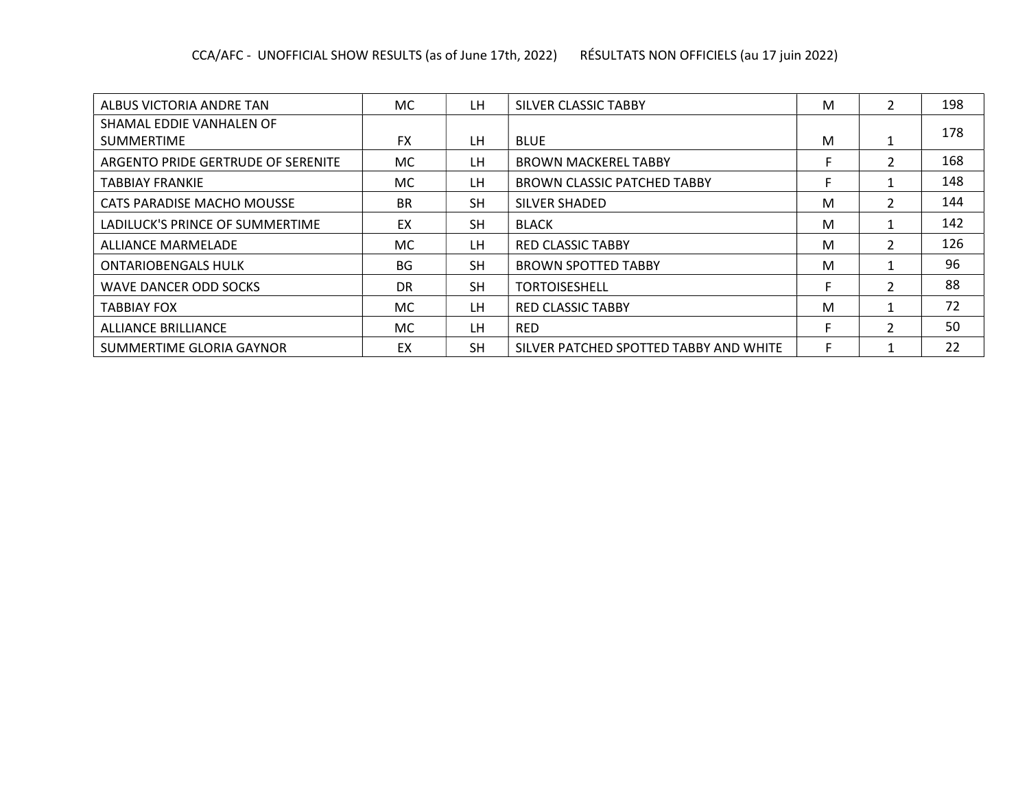| ALBUS VICTORIA ANDRE TAN | MC | LH | SILVER CLASSIC TABBY | M | 2 | 198 |
|---|---|---|---|---|---|---|
| SHAMAL EDDIE VANHALEN OF SUMMERTIME | FX | LH | BLUE | M | 1 | 178 |
| ARGENTO PRIDE GERTRUDE OF SERENITE | MC | LH | BROWN MACKEREL TABBY | F | 2 | 168 |
| TABBIAY FRANKIE | MC | LH | BROWN CLASSIC PATCHED TABBY | F | 1 | 148 |
| CATS PARADISE MACHO MOUSSE | BR | SH | SILVER SHADED | M | 2 | 144 |
| LADILUCK'S PRINCE OF SUMMERTIME | EX | SH | BLACK | M | 1 | 142 |
| ALLIANCE MARMELADE | MC | LH | RED CLASSIC TABBY | M | 2 | 126 |
| ONTARIOBENGALS HULK | BG | SH | BROWN SPOTTED TABBY | M | 1 | 96 |
| WAVE DANCER ODD SOCKS | DR | SH | TORTOISESHELL | F | 2 | 88 |
| TABBIAY FOX | MC | LH | RED CLASSIC TABBY | M | 1 | 72 |
| ALLIANCE BRILLIANCE | MC | LH | RED | F | 2 | 50 |
| SUMMERTIME GLORIA GAYNOR | EX | SH | SILVER PATCHED SPOTTED TABBY AND WHITE | F | 1 | 22 |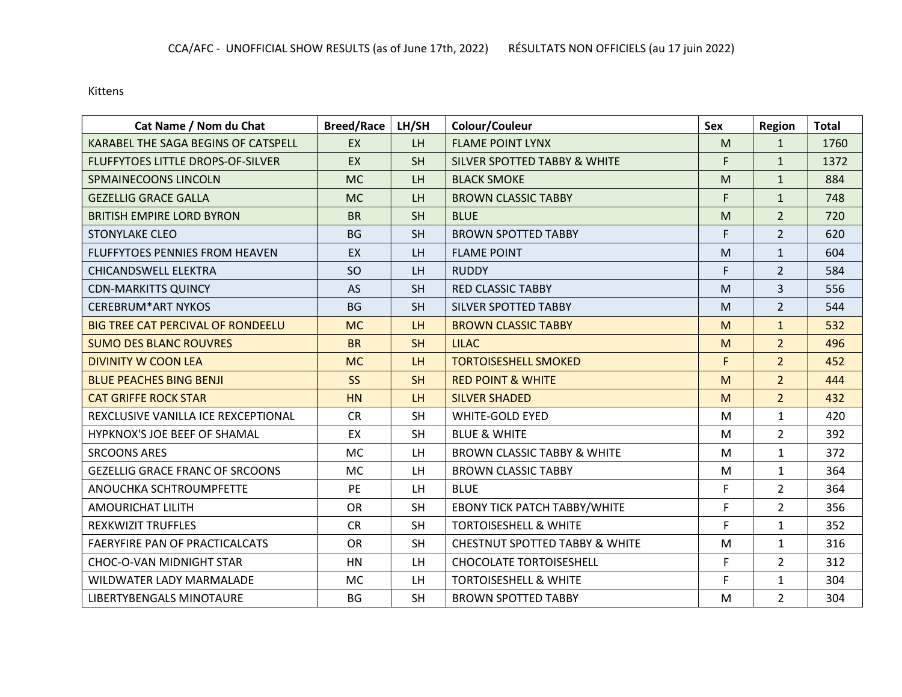CCA/AFC - UNOFFICIAL SHOW RESULTS (as of June 17th, 2022) RÉSULTATS NON OFFICIELS (au 17 juin 2022)

Kittens

| Cat Name / Nom du Chat | Breed/Race | LH/SH | Colour/Couleur | Sex | Region | Total |
|---|---|---|---|---|---|---|
| KARABEL THE SAGA BEGINS OF CATSPELL | EX | LH | FLAME POINT LYNX | M | 1 | 1760 |
| FLUFFYTOES LITTLE DROPS-OF-SILVER | EX | SH | SILVER SPOTTED TABBY & WHITE | F | 1 | 1372 |
| SPMAINECOONS LINCOLN | MC | LH | BLACK SMOKE | M | 1 | 884 |
| GEZELLIG GRACE GALLA | MC | LH | BROWN CLASSIC TABBY | F | 1 | 748 |
| BRITISH EMPIRE LORD BYRON | BR | SH | BLUE | M | 2 | 720 |
| STONYLAKE CLEO | BG | SH | BROWN SPOTTED TABBY | F | 2 | 620 |
| FLUFFYTOES PENNIES FROM HEAVEN | EX | LH | FLAME POINT | M | 1 | 604 |
| CHICANDSWELL ELEKTRA | SO | LH | RUDDY | F | 2 | 584 |
| CDN-MARKITTS QUINCY | AS | SH | RED CLASSIC TABBY | M | 3 | 556 |
| CEREBRUM*ART NYKOS | BG | SH | SILVER SPOTTED TABBY | M | 2 | 544 |
| BIG TREE CAT PERCIVAL OF RONDEELU | MC | LH | BROWN CLASSIC TABBY | M | 1 | 532 |
| SUMO DES BLANC ROUVRES | BR | SH | LILAC | M | 2 | 496 |
| DIVINITY W COON LEA | MC | LH | TORTOISESHELL SMOKED | F | 2 | 452 |
| BLUE PEACHES BING BENJI | SS | SH | RED POINT & WHITE | M | 2 | 444 |
| CAT GRIFFE ROCK STAR | HN | LH | SILVER SHADED | M | 2 | 432 |
| REXCLUSIVE VANILLA ICE REXCEPTIONAL | CR | SH | WHITE-GOLD EYED | M | 1 | 420 |
| HYPKNOX'S JOE BEEF OF SHAMAL | EX | SH | BLUE & WHITE | M | 2 | 392 |
| SRCOONS ARES | MC | LH | BROWN CLASSIC TABBY & WHITE | M | 1 | 372 |
| GEZELLIG GRACE FRANC OF SRCOONS | MC | LH | BROWN CLASSIC TABBY | M | 1 | 364 |
| ANOUCHKA SCHTROUMPFETTE | PE | LH | BLUE | F | 2 | 364 |
| AMOURICHAT LILITH | OR | SH | EBONY TICK PATCH TABBY/WHITE | F | 2 | 356 |
| REXKWIZIT TRUFFLES | CR | SH | TORTOISESHELL & WHITE | F | 1 | 352 |
| FAERYFIRE PAN OF PRACTICALCATS | OR | SH | CHESTNUT SPOTTED TABBY & WHITE | M | 1 | 316 |
| CHOC-O-VAN MIDNIGHT STAR | HN | LH | CHOCOLATE TORTOISESHELL | F | 2 | 312 |
| WILDWATER LADY MARMALADE | MC | LH | TORTOISESHELL & WHITE | F | 1 | 304 |
| LIBERTYBENGALS MINOTAURE | BG | SH | BROWN SPOTTED TABBY | M | 2 | 304 |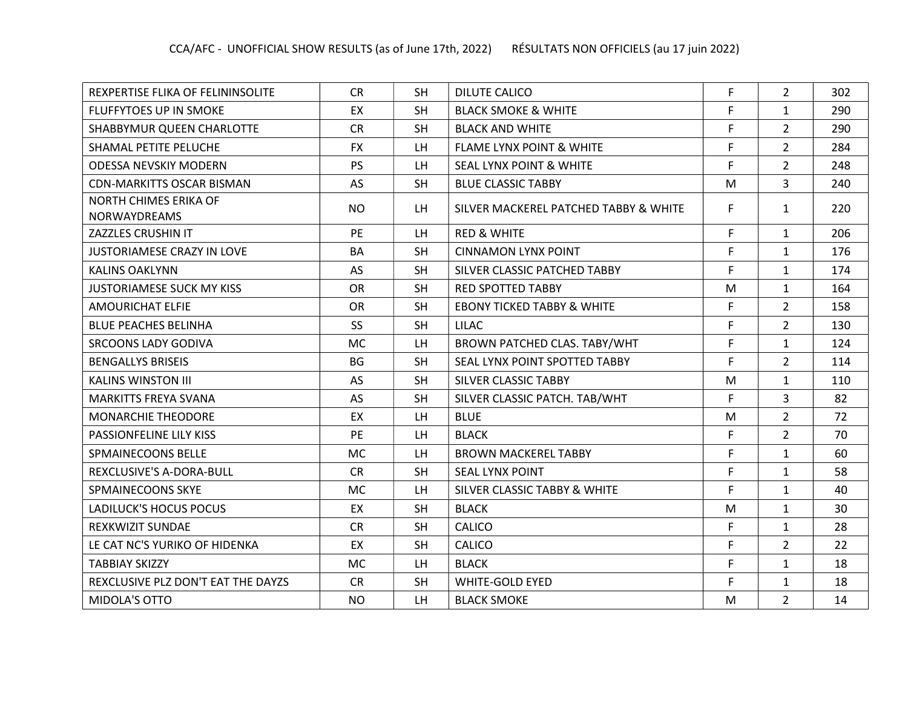| | | | | | | |
|---|---|---|---|---|---|---|
| REXPERTISE FLIKA OF FELININSOLITE | CR | SH | DILUTE CALICO | F | 2 | 302 |
| FLUFFYTOES UP IN SMOKE | EX | SH | BLACK SMOKE & WHITE | F | 1 | 290 |
| SHABBYMUR QUEEN CHARLOTTE | CR | SH | BLACK AND WHITE | F | 2 | 290 |
| SHAMAL PETITE PELUCHE | FX | LH | FLAME LYNX POINT & WHITE | F | 2 | 284 |
| ODESSA NEVSKIY MODERN | PS | LH | SEAL LYNX POINT & WHITE | F | 2 | 248 |
| CDN-MARKITTS OSCAR BISMAN | AS | SH | BLUE CLASSIC TABBY | M | 3 | 240 |
| NORTH CHIMES ERIKA OF NORWAYDREAMS | NO | LH | SILVER MACKEREL PATCHED TABBY & WHITE | F | 1 | 220 |
| ZAZZLES CRUSHIN IT | PE | LH | RED & WHITE | F | 1 | 206 |
| JUSTORIAMESE CRAZY IN LOVE | BA | SH | CINNAMON LYNX POINT | F | 1 | 176 |
| KALINS OAKLYNN | AS | SH | SILVER CLASSIC PATCHED TABBY | F | 1 | 174 |
| JUSTORIAMESE SUCK MY KISS | OR | SH | RED SPOTTED TABBY | M | 1 | 164 |
| AMOURICHAT ELFIE | OR | SH | EBONY TICKED TABBY & WHITE | F | 2 | 158 |
| BLUE PEACHES BELINHA | SS | SH | LILAC | F | 2 | 130 |
| SRCOONS LADY GODIVA | MC | LH | BROWN PATCHED CLAS. TABY/WHT | F | 1 | 124 |
| BENGALLYS BRISEIS | BG | SH | SEAL LYNX POINT SPOTTED TABBY | F | 2 | 114 |
| KALINS WINSTON III | AS | SH | SILVER CLASSIC TABBY | M | 1 | 110 |
| MARKITTS FREYA SVANA | AS | SH | SILVER CLASSIC PATCH. TAB/WHT | F | 3 | 82 |
| MONARCHIE THEODORE | EX | LH | BLUE | M | 2 | 72 |
| PASSIONFELINE LILY KISS | PE | LH | BLACK | F | 2 | 70 |
| SPMAINECOONS BELLE | MC | LH | BROWN MACKEREL TABBY | F | 1 | 60 |
| REXCLUSIVE'S A-DORA-BULL | CR | SH | SEAL LYNX POINT | F | 1 | 58 |
| SPMAINECOONS SKYE | MC | LH | SILVER CLASSIC TABBY & WHITE | F | 1 | 40 |
| LADILUCK'S HOCUS POCUS | EX | SH | BLACK | M | 1 | 30 |
| REXKWIZIT SUNDAE | CR | SH | CALICO | F | 1 | 28 |
| LE CAT NC'S YURIKO OF HIDENKA | EX | SH | CALICO | F | 2 | 22 |
| TABBIAY SKIZZY | MC | LH | BLACK | F | 1 | 18 |
| REXCLUSIVE PLZ DON'T EAT THE DAYZS | CR | SH | WHITE-GOLD EYED | F | 1 | 18 |
| MIDOLA'S OTTO | NO | LH | BLACK SMOKE | M | 2 | 14 |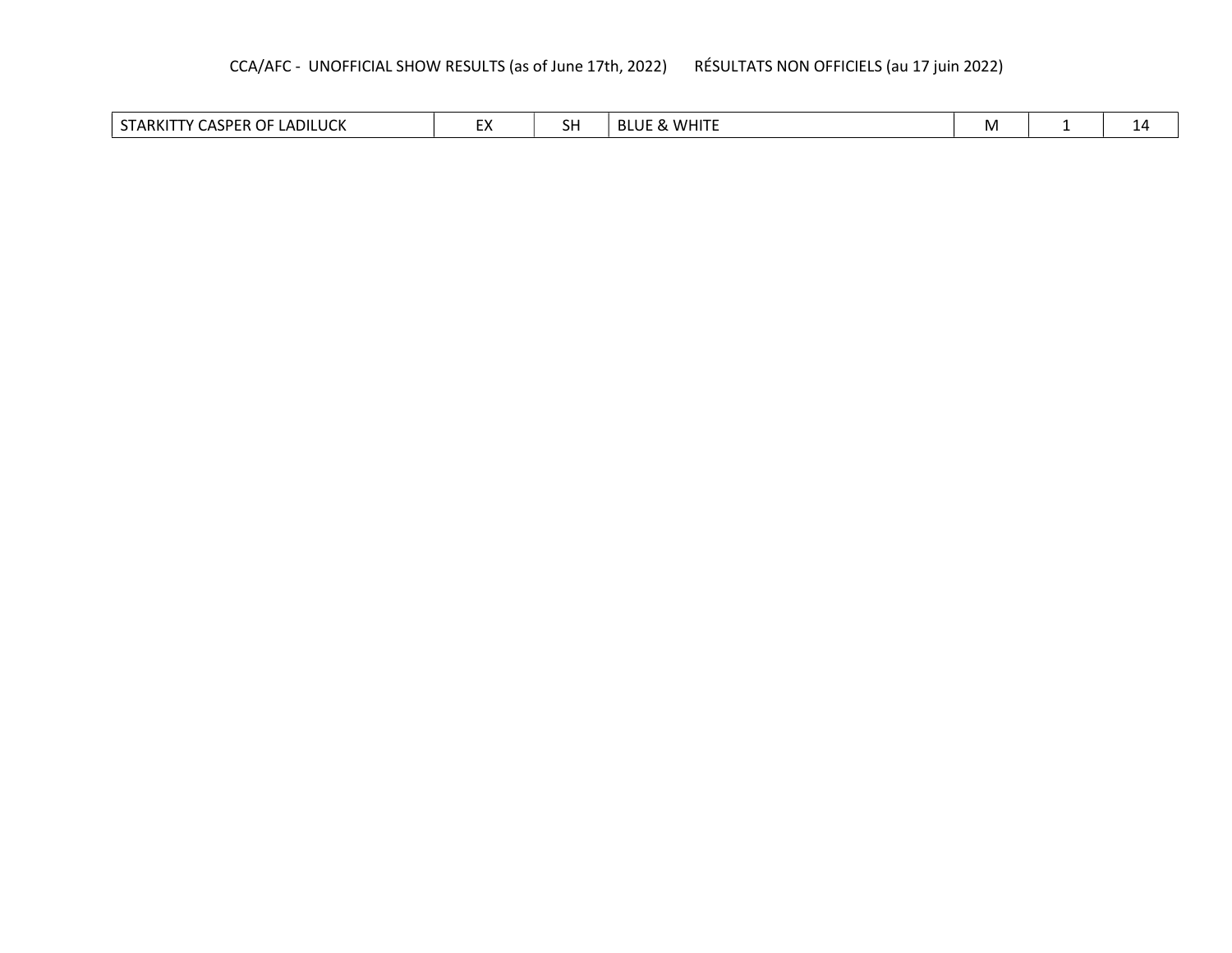| | | | | | | |
|---|---|---|---|---|---|---|
| STARKITTY CASPER OF LADILUCK | EX | SH | BLUE & WHITE | M | 1 | 14 |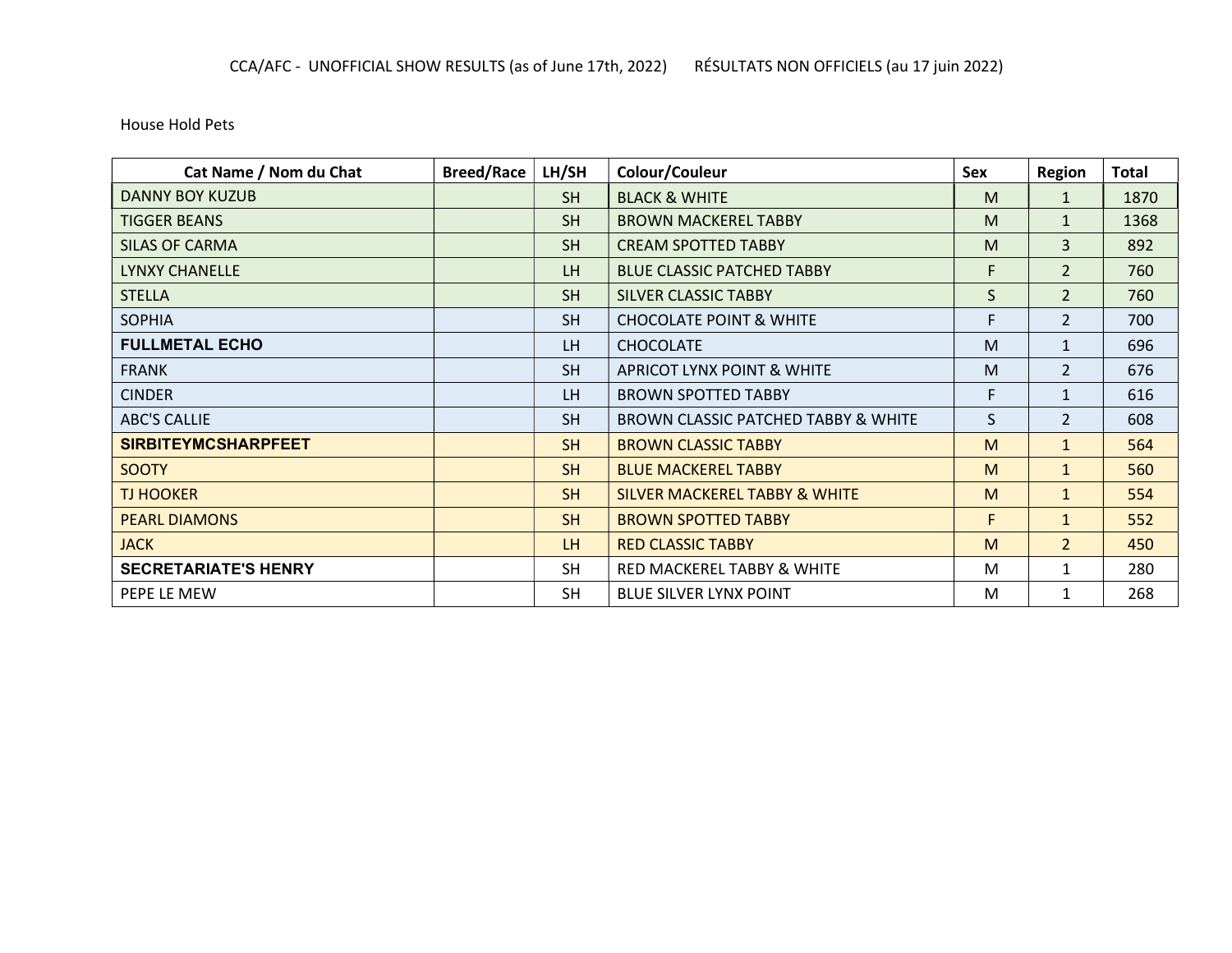CCA/AFC - UNOFFICIAL SHOW RESULTS (as of June 17th, 2022)  RÉSULTATS NON OFFICIELS (au 17 juin 2022)

House Hold Pets

| Cat Name / Nom du Chat | Breed/Race | LH/SH | Colour/Couleur | Sex | Region | Total |
|---|---|---|---|---|---|---|
| DANNY BOY KUZUB | | SH | BLACK & WHITE | M | 1 | 1870 |
| TIGGER BEANS | | SH | BROWN MACKEREL TABBY | M | 1 | 1368 |
| SILAS OF CARMA | | SH | CREAM SPOTTED TABBY | M | 3 | 892 |
| LYNXY CHANELLE | | LH | BLUE CLASSIC PATCHED TABBY | F | 2 | 760 |
| STELLA | | SH | SILVER CLASSIC TABBY | S | 2 | 760 |
| SOPHIA | | SH | CHOCOLATE POINT & WHITE | F | 2 | 700 |
| **FULLMETAL ECHO** | | LH | CHOCOLATE | M | 1 | 696 |
| FRANK | | SH | APRICOT LYNX POINT & WHITE | M | 2 | 676 |
| CINDER | | LH | BROWN SPOTTED TABBY | F | 1 | 616 |
| ABC'S CALLIE | | SH | BROWN CLASSIC PATCHED TABBY & WHITE | S | 2 | 608 |
| **SIRBITEYMCSHARPFEET** | | SH | BROWN CLASSIC TABBY | M | 1 | 564 |
| SOOTY | | SH | BLUE MACKEREL TABBY | M | 1 | 560 |
| TJ HOOKER | | SH | SILVER MACKEREL TABBY & WHITE | M | 1 | 554 |
| PEARL DIAMONS | | SH | BROWN SPOTTED TABBY | F | 1 | 552 |
| JACK | | LH | RED CLASSIC TABBY | M | 2 | 450 |
| **SECRETARIATE'S HENRY** | | SH | RED MACKEREL TABBY & WHITE | M | 1 | 280 |
| PEPE LE MEW | | SH | BLUE SILVER LYNX POINT | M | 1 | 268 |